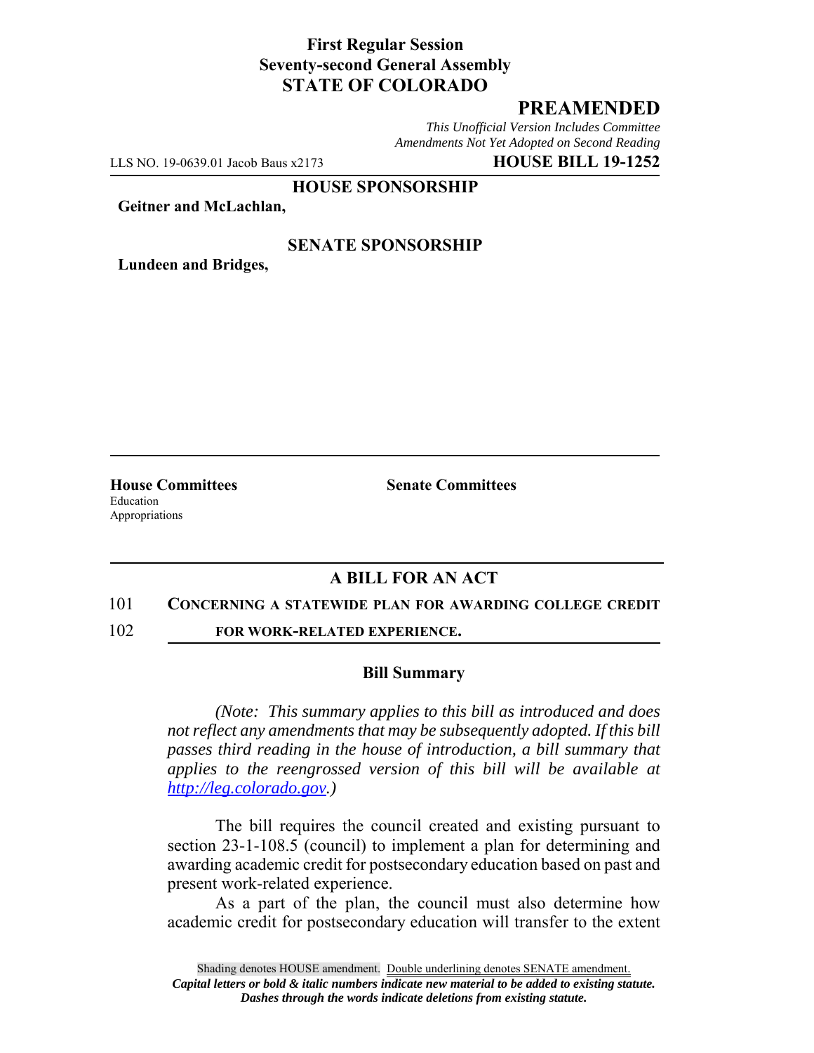**First Regular Session**
**Seventy-second General Assembly**
**STATE OF COLORADO**

# PREAMENDED

*This Unofficial Version Includes Committee Amendments Not Yet Adopted on Second Reading*

LLS NO. 19-0639.01 Jacob Baus x2173 **HOUSE BILL 19-1252**

**HOUSE SPONSORSHIP**

**Geitner and McLachlan,**

**SENATE SPONSORSHIP**

**Lundeen and Bridges,**

**House Committees**
Education
Appropriations

**Senate Committees**

## A BILL FOR AN ACT

101 **CONCERNING A STATEWIDE PLAN FOR AWARDING COLLEGE CREDIT**
102 **FOR WORK-RELATED EXPERIENCE.**

### Bill Summary

*(Note: This summary applies to this bill as introduced and does not reflect any amendments that may be subsequently adopted. If this bill passes third reading in the house of introduction, a bill summary that applies to the reengrossed version of this bill will be available at http://leg.colorado.gov.)*

The bill requires the council created and existing pursuant to section 23-1-108.5 (council) to implement a plan for determining and awarding academic credit for postsecondary education based on past and present work-related experience.

As a part of the plan, the council must also determine how academic credit for postsecondary education will transfer to the extent

Shading denotes HOUSE amendment. Double underlining denotes SENATE amendment.
*Capital letters or bold & italic numbers indicate new material to be added to existing statute.*
*Dashes through the words indicate deletions from existing statute.*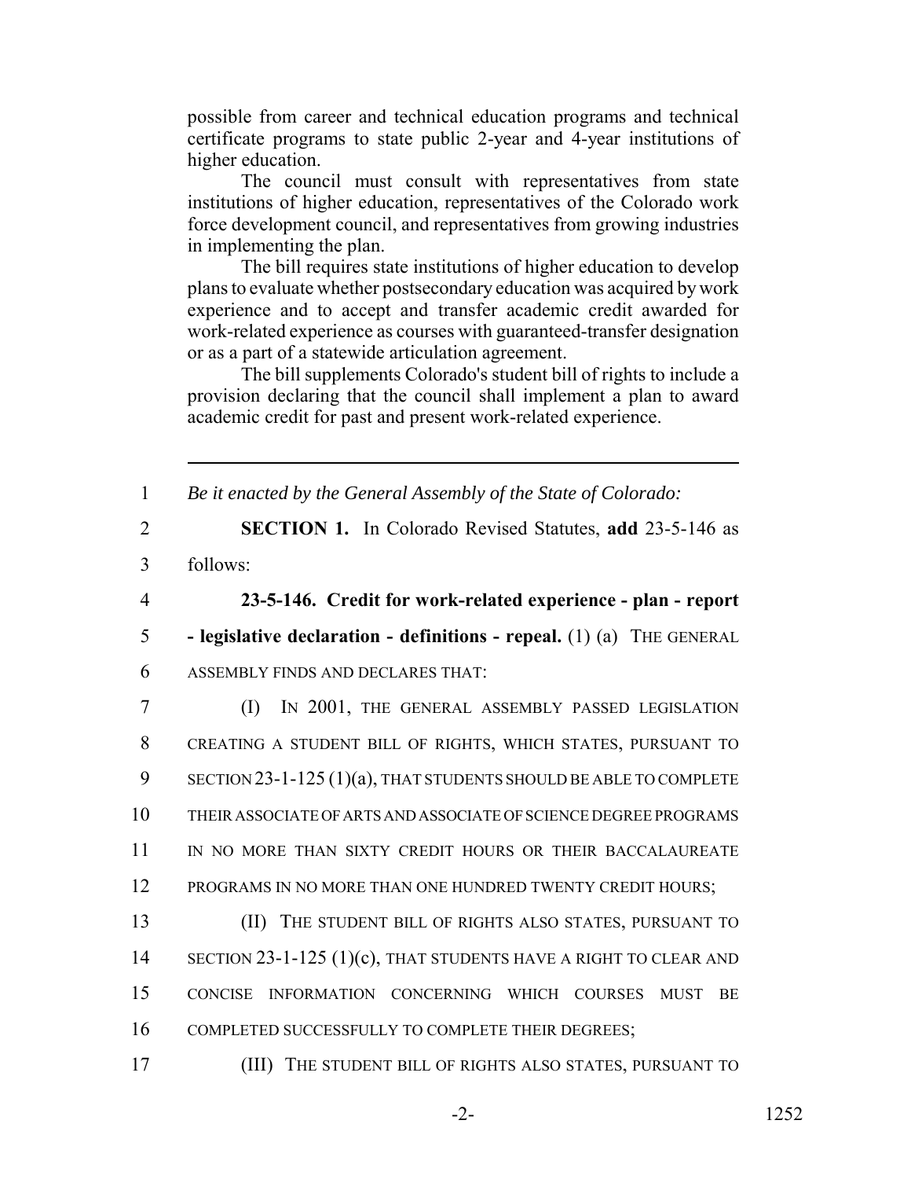possible from career and technical education programs and technical certificate programs to state public 2-year and 4-year institutions of higher education.

The council must consult with representatives from state institutions of higher education, representatives of the Colorado work force development council, and representatives from growing industries in implementing the plan.

The bill requires state institutions of higher education to develop plans to evaluate whether postsecondary education was acquired by work experience and to accept and transfer academic credit awarded for work-related experience as courses with guaranteed-transfer designation or as a part of a statewide articulation agreement.

The bill supplements Colorado's student bill of rights to include a provision declaring that the council shall implement a plan to award academic credit for past and present work-related experience.

---

1 *Be it enacted by the General Assembly of the State of Colorado:*

2 **SECTION 1.** In Colorado Revised Statutes, **add** 23-5-146 as

3 follows:

4 **23-5-146. Credit for work-related experience - plan - report**

5 **- legislative declaration - definitions - repeal.** (1) (a) THE GENERAL

6 ASSEMBLY FINDS AND DECLARES THAT:

7 (I) IN 2001, THE GENERAL ASSEMBLY PASSED LEGISLATION

8 CREATING A STUDENT BILL OF RIGHTS, WHICH STATES, PURSUANT TO

9 SECTION 23-1-125 (1)(a), THAT STUDENTS SHOULD BE ABLE TO COMPLETE

10 THEIR ASSOCIATE OF ARTS AND ASSOCIATE OF SCIENCE DEGREE PROGRAMS

11 IN NO MORE THAN SIXTY CREDIT HOURS OR THEIR BACCALAUREATE

12 PROGRAMS IN NO MORE THAN ONE HUNDRED TWENTY CREDIT HOURS;

13 (II) THE STUDENT BILL OF RIGHTS ALSO STATES, PURSUANT TO

14 SECTION 23-1-125 (1)(c), THAT STUDENTS HAVE A RIGHT TO CLEAR AND

15 CONCISE INFORMATION CONCERNING WHICH COURSES MUST BE

16 COMPLETED SUCCESSFULLY TO COMPLETE THEIR DEGREES;

17 (III) THE STUDENT BILL OF RIGHTS ALSO STATES, PURSUANT TO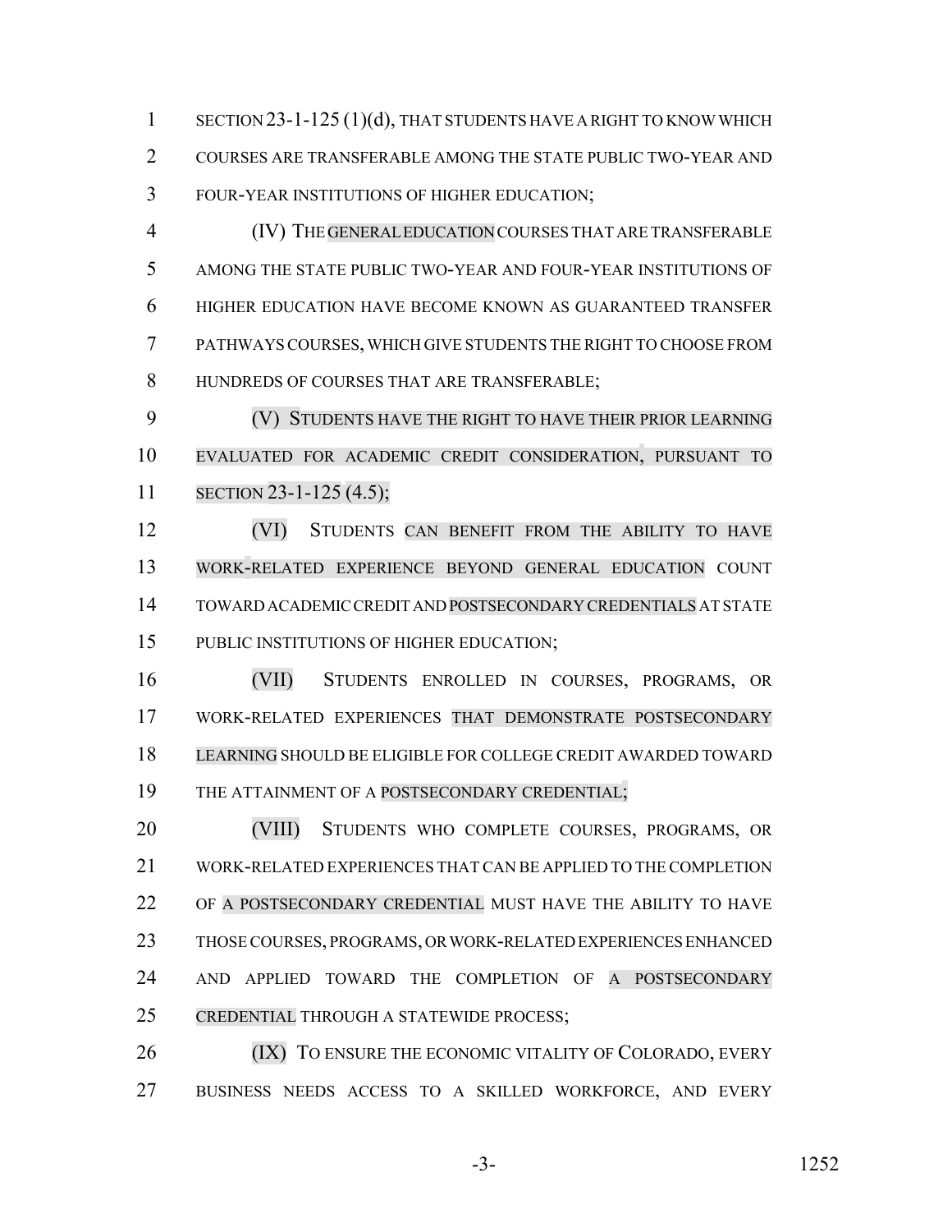SECTION 23-1-125 (1)(d), THAT STUDENTS HAVE A RIGHT TO KNOW WHICH COURSES ARE TRANSFERABLE AMONG THE STATE PUBLIC TWO-YEAR AND FOUR-YEAR INSTITUTIONS OF HIGHER EDUCATION;

(IV) THE GENERAL EDUCATION COURSES THAT ARE TRANSFERABLE AMONG THE STATE PUBLIC TWO-YEAR AND FOUR-YEAR INSTITUTIONS OF HIGHER EDUCATION HAVE BECOME KNOWN AS GUARANTEED TRANSFER PATHWAYS COURSES, WHICH GIVE STUDENTS THE RIGHT TO CHOOSE FROM HUNDREDS OF COURSES THAT ARE TRANSFERABLE;

(V) STUDENTS HAVE THE RIGHT TO HAVE THEIR PRIOR LEARNING EVALUATED FOR ACADEMIC CREDIT CONSIDERATION, PURSUANT TO SECTION 23-1-125 (4.5);

(VI) STUDENTS CAN BENEFIT FROM THE ABILITY TO HAVE WORK-RELATED EXPERIENCE BEYOND GENERAL EDUCATION COUNT TOWARD ACADEMIC CREDIT AND POSTSECONDARY CREDENTIALS AT STATE PUBLIC INSTITUTIONS OF HIGHER EDUCATION;

(VII) STUDENTS ENROLLED IN COURSES, PROGRAMS, OR WORK-RELATED EXPERIENCES THAT DEMONSTRATE POSTSECONDARY LEARNING SHOULD BE ELIGIBLE FOR COLLEGE CREDIT AWARDED TOWARD THE ATTAINMENT OF A POSTSECONDARY CREDENTIAL;

(VIII) STUDENTS WHO COMPLETE COURSES, PROGRAMS, OR WORK-RELATED EXPERIENCES THAT CAN BE APPLIED TO THE COMPLETION OF A POSTSECONDARY CREDENTIAL MUST HAVE THE ABILITY TO HAVE THOSE COURSES, PROGRAMS, OR WORK-RELATED EXPERIENCES ENHANCED AND APPLIED TOWARD THE COMPLETION OF A POSTSECONDARY CREDENTIAL THROUGH A STATEWIDE PROCESS;

(IX) TO ENSURE THE ECONOMIC VITALITY OF COLORADO, EVERY BUSINESS NEEDS ACCESS TO A SKILLED WORKFORCE, AND EVERY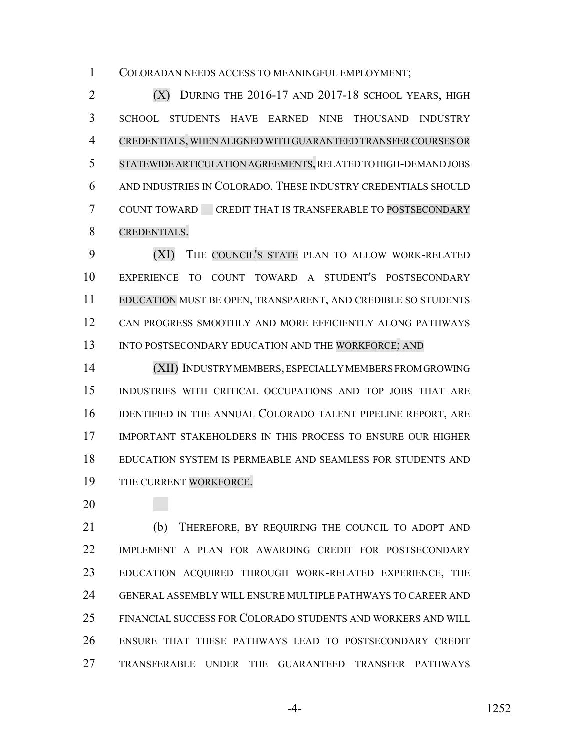COLORADAN NEEDS ACCESS TO MEANINGFUL EMPLOYMENT;

(X) DURING THE 2016-17 AND 2017-18 SCHOOL YEARS, HIGH SCHOOL STUDENTS HAVE EARNED NINE THOUSAND INDUSTRY CREDENTIALS, WHEN ALIGNED WITH GUARANTEED TRANSFER COURSES OR STATEWIDE ARTICULATION AGREEMENTS, RELATED TO HIGH-DEMAND JOBS AND INDUSTRIES IN COLORADO. THESE INDUSTRY CREDENTIALS SHOULD COUNT TOWARD CREDIT THAT IS TRANSFERABLE TO POSTSECONDARY CREDENTIALS.

(XI) THE COUNCIL'S STATE PLAN TO ALLOW WORK-RELATED EXPERIENCE TO COUNT TOWARD A STUDENT'S POSTSECONDARY EDUCATION MUST BE OPEN, TRANSPARENT, AND CREDIBLE SO STUDENTS CAN PROGRESS SMOOTHLY AND MORE EFFICIENTLY ALONG PATHWAYS INTO POSTSECONDARY EDUCATION AND THE WORKFORCE; AND

(XII) INDUSTRY MEMBERS, ESPECIALLY MEMBERS FROM GROWING INDUSTRIES WITH CRITICAL OCCUPATIONS AND TOP JOBS THAT ARE IDENTIFIED IN THE ANNUAL COLORADO TALENT PIPELINE REPORT, ARE IMPORTANT STAKEHOLDERS IN THIS PROCESS TO ENSURE OUR HIGHER EDUCATION SYSTEM IS PERMEABLE AND SEAMLESS FOR STUDENTS AND THE CURRENT WORKFORCE.

(b) THEREFORE, BY REQUIRING THE COUNCIL TO ADOPT AND IMPLEMENT A PLAN FOR AWARDING CREDIT FOR POSTSECONDARY EDUCATION ACQUIRED THROUGH WORK-RELATED EXPERIENCE, THE GENERAL ASSEMBLY WILL ENSURE MULTIPLE PATHWAYS TO CAREER AND FINANCIAL SUCCESS FOR COLORADO STUDENTS AND WORKERS AND WILL ENSURE THAT THESE PATHWAYS LEAD TO POSTSECONDARY CREDIT TRANSFERABLE UNDER THE GUARANTEED TRANSFER PATHWAYS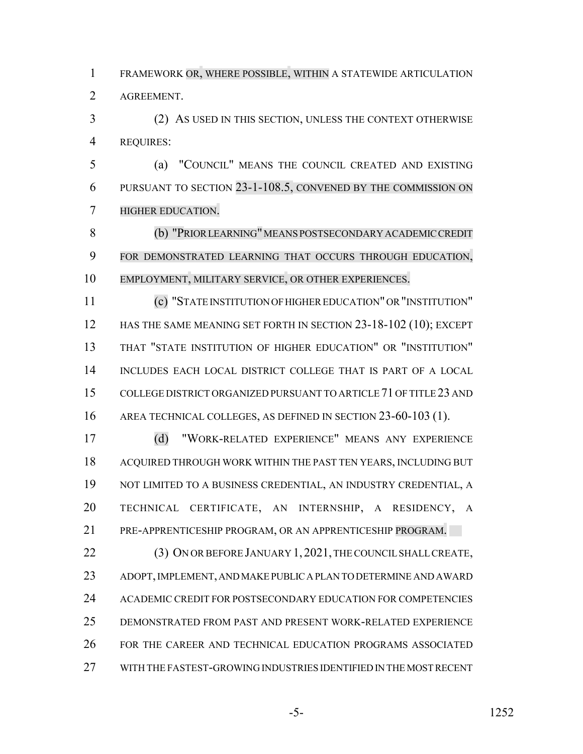FRAMEWORK OR, WHERE POSSIBLE, WITHIN A STATEWIDE ARTICULATION AGREEMENT.

(2) AS USED IN THIS SECTION, UNLESS THE CONTEXT OTHERWISE REQUIRES:

(a) "COUNCIL" MEANS THE COUNCIL CREATED AND EXISTING PURSUANT TO SECTION 23-1-108.5, CONVENED BY THE COMMISSION ON HIGHER EDUCATION.

(b) "PRIOR LEARNING" MEANS POSTSECONDARY ACADEMIC CREDIT FOR DEMONSTRATED LEARNING THAT OCCURS THROUGH EDUCATION, EMPLOYMENT, MILITARY SERVICE, OR OTHER EXPERIENCES.

(c) "STATE INSTITUTION OF HIGHER EDUCATION" OR "INSTITUTION" HAS THE SAME MEANING SET FORTH IN SECTION 23-18-102 (10); EXCEPT THAT "STATE INSTITUTION OF HIGHER EDUCATION" OR "INSTITUTION" INCLUDES EACH LOCAL DISTRICT COLLEGE THAT IS PART OF A LOCAL COLLEGE DISTRICT ORGANIZED PURSUANT TO ARTICLE 71 OF TITLE 23 AND AREA TECHNICAL COLLEGES, AS DEFINED IN SECTION 23-60-103 (1).

(d) "WORK-RELATED EXPERIENCE" MEANS ANY EXPERIENCE ACQUIRED THROUGH WORK WITHIN THE PAST TEN YEARS, INCLUDING BUT NOT LIMITED TO A BUSINESS CREDENTIAL, AN INDUSTRY CREDENTIAL, A TECHNICAL CERTIFICATE, AN INTERNSHIP, A RESIDENCY, A PRE-APPRENTICESHIP PROGRAM, OR AN APPRENTICESHIP PROGRAM.

(3) ON OR BEFORE JANUARY 1, 2021, THE COUNCIL SHALL CREATE, ADOPT, IMPLEMENT, AND MAKE PUBLIC A PLAN TO DETERMINE AND AWARD ACADEMIC CREDIT FOR POSTSECONDARY EDUCATION FOR COMPETENCIES DEMONSTRATED FROM PAST AND PRESENT WORK-RELATED EXPERIENCE FOR THE CAREER AND TECHNICAL EDUCATION PROGRAMS ASSOCIATED WITH THE FASTEST-GROWING INDUSTRIES IDENTIFIED IN THE MOST RECENT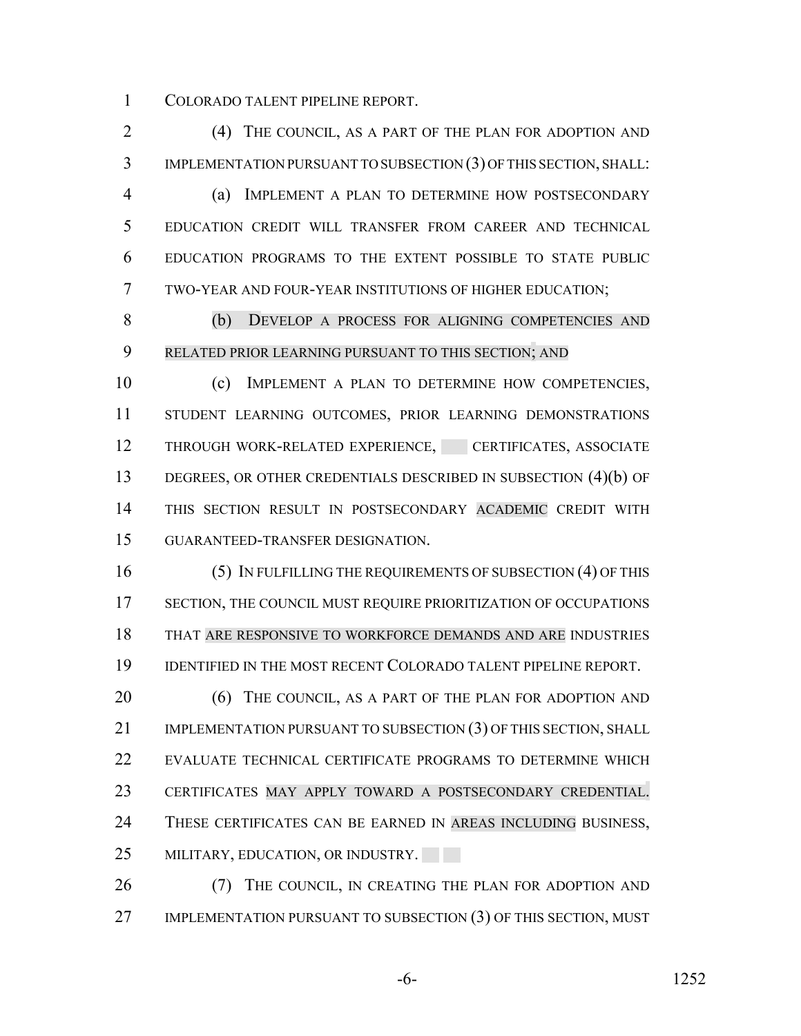COLORADO TALENT PIPELINE REPORT.

(4) THE COUNCIL, AS A PART OF THE PLAN FOR ADOPTION AND IMPLEMENTATION PURSUANT TO SUBSECTION (3) OF THIS SECTION, SHALL:

(a) IMPLEMENT A PLAN TO DETERMINE HOW POSTSECONDARY EDUCATION CREDIT WILL TRANSFER FROM CAREER AND TECHNICAL EDUCATION PROGRAMS TO THE EXTENT POSSIBLE TO STATE PUBLIC TWO-YEAR AND FOUR-YEAR INSTITUTIONS OF HIGHER EDUCATION;

(b) DEVELOP A PROCESS FOR ALIGNING COMPETENCIES AND RELATED PRIOR LEARNING PURSUANT TO THIS SECTION; AND

(c) IMPLEMENT A PLAN TO DETERMINE HOW COMPETENCIES, STUDENT LEARNING OUTCOMES, PRIOR LEARNING DEMONSTRATIONS THROUGH WORK-RELATED EXPERIENCE, CERTIFICATES, ASSOCIATE DEGREES, OR OTHER CREDENTIALS DESCRIBED IN SUBSECTION (4)(b) OF THIS SECTION RESULT IN POSTSECONDARY ACADEMIC CREDIT WITH GUARANTEED-TRANSFER DESIGNATION.

(5) IN FULFILLING THE REQUIREMENTS OF SUBSECTION (4) OF THIS SECTION, THE COUNCIL MUST REQUIRE PRIORITIZATION OF OCCUPATIONS THAT ARE RESPONSIVE TO WORKFORCE DEMANDS AND ARE INDUSTRIES IDENTIFIED IN THE MOST RECENT COLORADO TALENT PIPELINE REPORT.

(6) THE COUNCIL, AS A PART OF THE PLAN FOR ADOPTION AND IMPLEMENTATION PURSUANT TO SUBSECTION (3) OF THIS SECTION, SHALL EVALUATE TECHNICAL CERTIFICATE PROGRAMS TO DETERMINE WHICH CERTIFICATES MAY APPLY TOWARD A POSTSECONDARY CREDENTIAL. THESE CERTIFICATES CAN BE EARNED IN AREAS INCLUDING BUSINESS, MILITARY, EDUCATION, OR INDUSTRY.

(7) THE COUNCIL, IN CREATING THE PLAN FOR ADOPTION AND IMPLEMENTATION PURSUANT TO SUBSECTION (3) OF THIS SECTION, MUST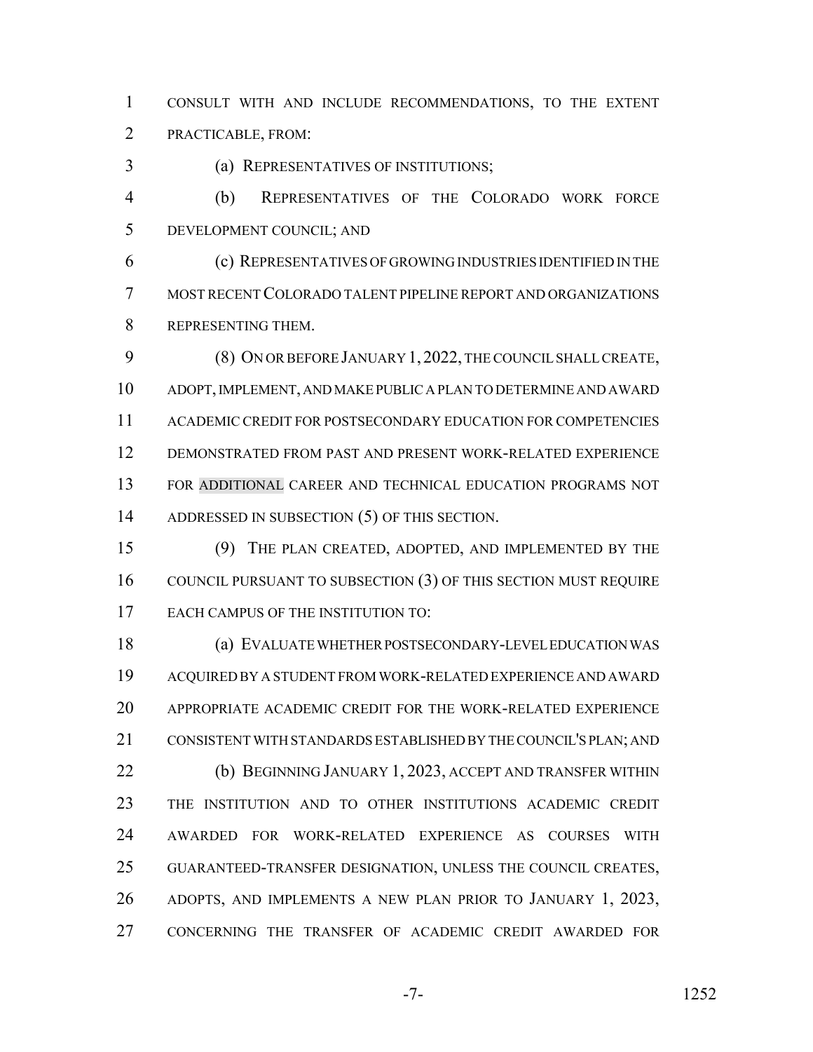CONSULT WITH AND INCLUDE RECOMMENDATIONS, TO THE EXTENT PRACTICABLE, FROM:

(a) REPRESENTATIVES OF INSTITUTIONS;

(b) REPRESENTATIVES OF THE COLORADO WORK FORCE DEVELOPMENT COUNCIL; AND

(c) REPRESENTATIVES OF GROWING INDUSTRIES IDENTIFIED IN THE MOST RECENT COLORADO TALENT PIPELINE REPORT AND ORGANIZATIONS REPRESENTING THEM.

(8) ON OR BEFORE JANUARY 1, 2022, THE COUNCIL SHALL CREATE, ADOPT, IMPLEMENT, AND MAKE PUBLIC A PLAN TO DETERMINE AND AWARD ACADEMIC CREDIT FOR POSTSECONDARY EDUCATION FOR COMPETENCIES DEMONSTRATED FROM PAST AND PRESENT WORK-RELATED EXPERIENCE FOR ADDITIONAL CAREER AND TECHNICAL EDUCATION PROGRAMS NOT ADDRESSED IN SUBSECTION (5) OF THIS SECTION.

(9) THE PLAN CREATED, ADOPTED, AND IMPLEMENTED BY THE COUNCIL PURSUANT TO SUBSECTION (3) OF THIS SECTION MUST REQUIRE EACH CAMPUS OF THE INSTITUTION TO:

(a) EVALUATE WHETHER POSTSECONDARY-LEVEL EDUCATION WAS ACQUIRED BY A STUDENT FROM WORK-RELATED EXPERIENCE AND AWARD APPROPRIATE ACADEMIC CREDIT FOR THE WORK-RELATED EXPERIENCE CONSISTENT WITH STANDARDS ESTABLISHED BY THE COUNCIL'S PLAN; AND

(b) BEGINNING JANUARY 1, 2023, ACCEPT AND TRANSFER WITHIN THE INSTITUTION AND TO OTHER INSTITUTIONS ACADEMIC CREDIT AWARDED FOR WORK-RELATED EXPERIENCE AS COURSES WITH GUARANTEED-TRANSFER DESIGNATION, UNLESS THE COUNCIL CREATES, ADOPTS, AND IMPLEMENTS A NEW PLAN PRIOR TO JANUARY 1, 2023, CONCERNING THE TRANSFER OF ACADEMIC CREDIT AWARDED FOR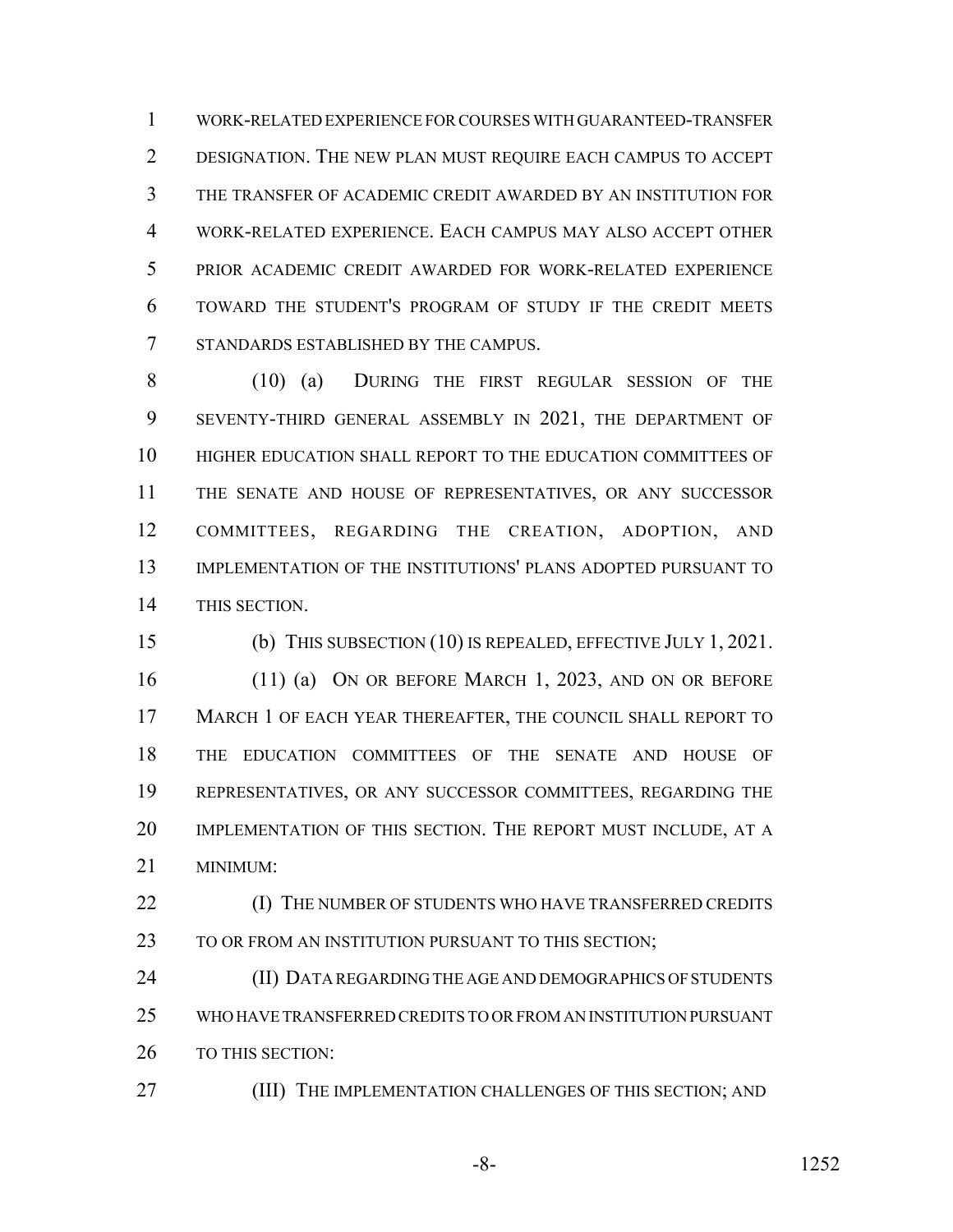WORK-RELATED EXPERIENCE FOR COURSES WITH GUARANTEED-TRANSFER DESIGNATION. THE NEW PLAN MUST REQUIRE EACH CAMPUS TO ACCEPT THE TRANSFER OF ACADEMIC CREDIT AWARDED BY AN INSTITUTION FOR WORK-RELATED EXPERIENCE. EACH CAMPUS MAY ALSO ACCEPT OTHER PRIOR ACADEMIC CREDIT AWARDED FOR WORK-RELATED EXPERIENCE TOWARD THE STUDENT'S PROGRAM OF STUDY IF THE CREDIT MEETS STANDARDS ESTABLISHED BY THE CAMPUS.

(10) (a) DURING THE FIRST REGULAR SESSION OF THE SEVENTY-THIRD GENERAL ASSEMBLY IN 2021, THE DEPARTMENT OF HIGHER EDUCATION SHALL REPORT TO THE EDUCATION COMMITTEES OF THE SENATE AND HOUSE OF REPRESENTATIVES, OR ANY SUCCESSOR COMMITTEES, REGARDING THE CREATION, ADOPTION, AND IMPLEMENTATION OF THE INSTITUTIONS' PLANS ADOPTED PURSUANT TO THIS SECTION.

(b) THIS SUBSECTION (10) IS REPEALED, EFFECTIVE JULY 1, 2021.

(11) (a) ON OR BEFORE MARCH 1, 2023, AND ON OR BEFORE MARCH 1 OF EACH YEAR THEREAFTER, THE COUNCIL SHALL REPORT TO THE EDUCATION COMMITTEES OF THE SENATE AND HOUSE OF REPRESENTATIVES, OR ANY SUCCESSOR COMMITTEES, REGARDING THE IMPLEMENTATION OF THIS SECTION. THE REPORT MUST INCLUDE, AT A MINIMUM:

(I) THE NUMBER OF STUDENTS WHO HAVE TRANSFERRED CREDITS TO OR FROM AN INSTITUTION PURSUANT TO THIS SECTION;

(II) DATA REGARDING THE AGE AND DEMOGRAPHICS OF STUDENTS WHO HAVE TRANSFERRED CREDITS TO OR FROM AN INSTITUTION PURSUANT TO THIS SECTION:

(III) THE IMPLEMENTATION CHALLENGES OF THIS SECTION; AND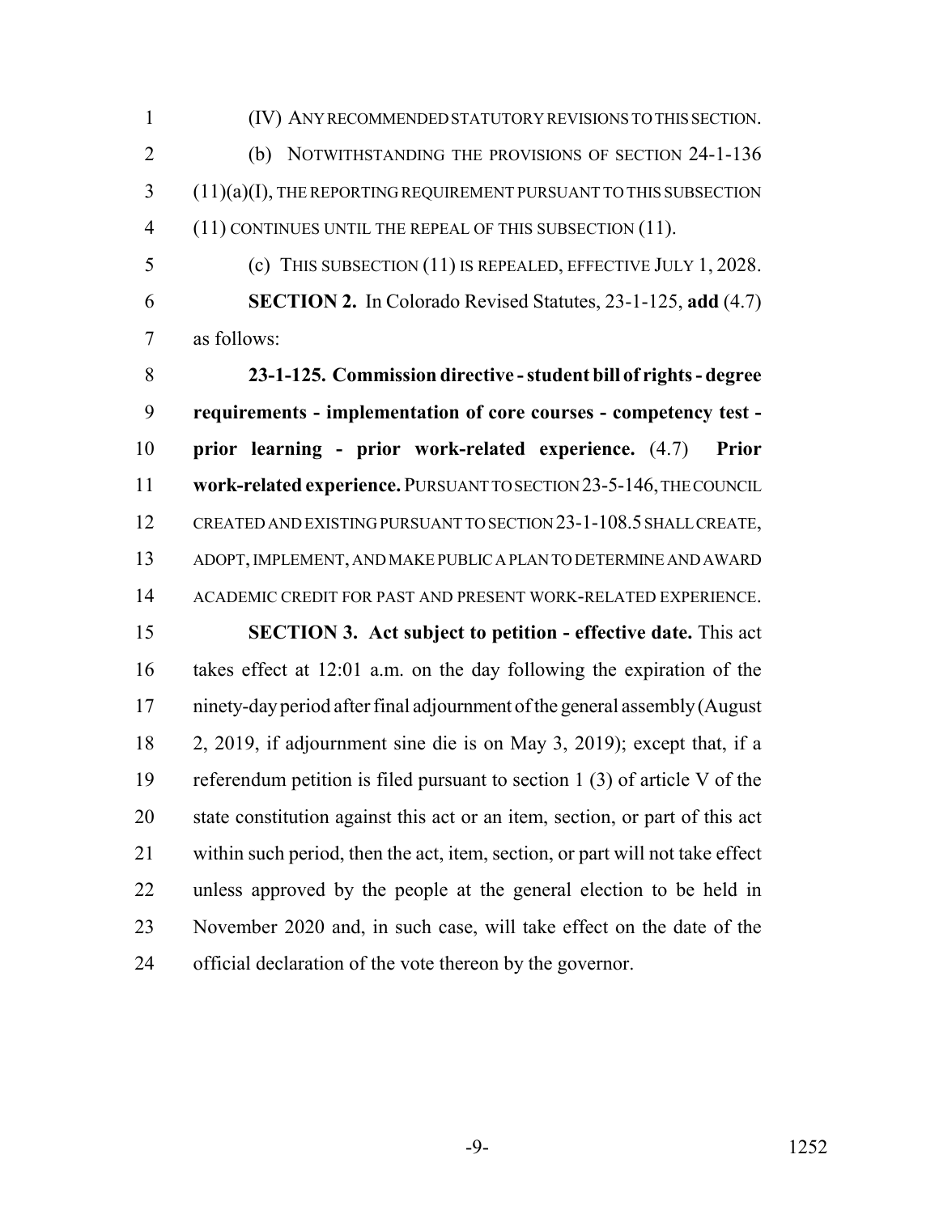(IV) ANY RECOMMENDED STATUTORY REVISIONS TO THIS SECTION.

(b) NOTWITHSTANDING THE PROVISIONS OF SECTION 24-1-136 (11)(a)(I), THE REPORTING REQUIREMENT PURSUANT TO THIS SUBSECTION (11) CONTINUES UNTIL THE REPEAL OF THIS SUBSECTION (11).

(c) THIS SUBSECTION (11) IS REPEALED, EFFECTIVE JULY 1, 2028.

**SECTION 2.** In Colorado Revised Statutes, 23-1-125, **add** (4.7) as follows:

**23-1-125. Commission directive - student bill of rights - degree requirements - implementation of core courses - competency test - prior learning - prior work-related experience.** (4.7) **Prior work-related experience.** PURSUANT TO SECTION 23-5-146, THE COUNCIL CREATED AND EXISTING PURSUANT TO SECTION 23-1-108.5 SHALL CREATE, ADOPT, IMPLEMENT, AND MAKE PUBLIC A PLAN TO DETERMINE AND AWARD ACADEMIC CREDIT FOR PAST AND PRESENT WORK-RELATED EXPERIENCE.

**SECTION 3. Act subject to petition - effective date.** This act takes effect at 12:01 a.m. on the day following the expiration of the ninety-day period after final adjournment of the general assembly (August 2, 2019, if adjournment sine die is on May 3, 2019); except that, if a referendum petition is filed pursuant to section 1 (3) of article V of the state constitution against this act or an item, section, or part of this act within such period, then the act, item, section, or part will not take effect unless approved by the people at the general election to be held in November 2020 and, in such case, will take effect on the date of the official declaration of the vote thereon by the governor.